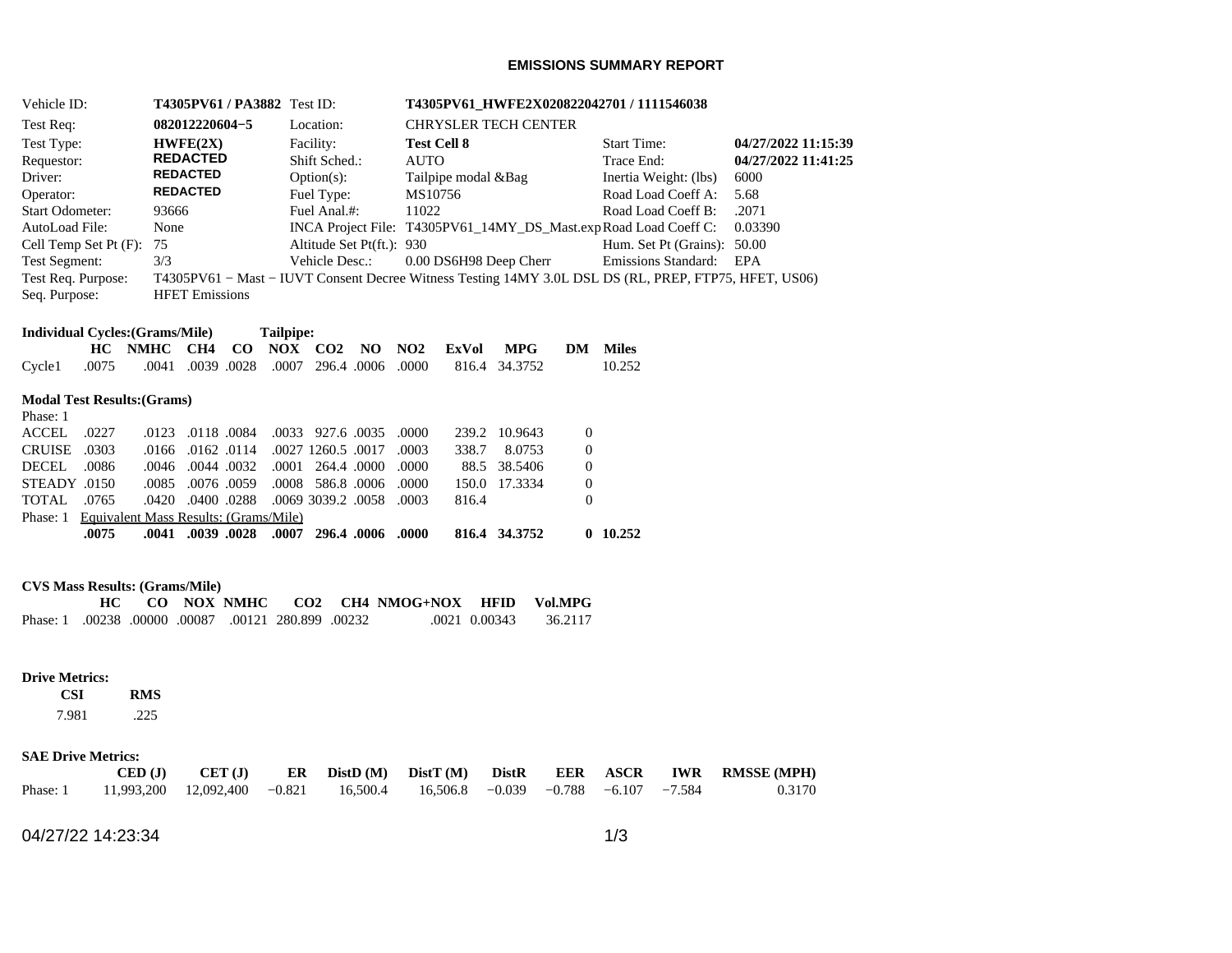# EMISSIONS SUMMARY REPORT

| | | | | | |
|---|---|---|---|---|---|
| Vehicle ID: | **T4305PV61 / PA3882** | Test ID: | **T4305PV61_HWFE2X020822042701 / 1111546038** | | |
| Test Req: | **082012220604−5** | Location: | CHRYSLER TECH CENTER | | |
| Test Type: | **HWFE(2X)** | Facility: | **Test Cell 8** | Start Time: | **04/27/2022 11:15:39** |
| Requestor: | **REDACTED** | Shift Sched.: | AUTO | Trace End: | **04/27/2022 11:41:25** |
| Driver: | **REDACTED** | Option(s): | Tailpipe modal &Bag | Inertia Weight: (lbs) | 6000 |
| Operator: | **REDACTED** | Fuel Type: | MS10756 | Road Load Coeff A: | 5.68 |
| Start Odometer: | 93666 | Fuel Anal.#: | 11022 | Road Load Coeff B: | .2071 |
| AutoLoad File: | None | INCA Project File: | T4305PV61_14MY_DS_Mast.exp | Road Load Coeff C: | 0.03390 |
| Cell Temp Set Pt (F): | 75 | Altitude Set Pt(ft.): | 930 | Hum. Set Pt (Grains): | 50.00 |
| Test Segment: | 3/3 | Vehicle Desc.: | 0.00 DS6H98 Deep Cherr | Emissions Standard: | EPA |

Test Req. Purpose: T4305PV61 − Mast − IUVT Consent Decree Witness Testing 14MY 3.0L DSL DS (RL, PREP, FTP75, HFET, US06)

Seq. Purpose: HFET Emissions

**Individual Cycles:(Grams/Mile)** **Tailpipe:**

| | HC | NMHC | CH4 | CO | NOX | CO2 | NO | NO2 | ExVol | MPG | DM | Miles |
|---|---|---|---|---|---|---|---|---|---|---|---|---|
| Cycle1 | .0075 | .0041 | .0039 | .0028 | .0007 | 296.4 | .0006 | .0000 | 816.4 | 34.3752 | | 10.252 |

**Modal Test Results:(Grams)**

| Phase: 1 | HC | NMHC | CH4 | CO | NOX | CO2 | NO | NO2 | ExVol | MPG | DM | Miles |
|---|---|---|---|---|---|---|---|---|---|---|---|---|
| ACCEL | .0227 | .0123 | .0118 | .0084 | .0033 | 927.6 | .0035 | .0000 | 239.2 | 10.9643 | 0 | |
| CRUISE | .0303 | .0166 | .0162 | .0114 | .0027 | 1260.5 | .0017 | .0003 | 338.7 | 8.0753 | 0 | |
| DECEL | .0086 | .0046 | .0044 | .0032 | .0001 | 264.4 | .0000 | .0000 | 88.5 | 38.5406 | 0 | |
| STEADY | .0150 | .0085 | .0076 | .0059 | .0008 | 586.8 | .0006 | .0000 | 150.0 | 17.3334 | 0 | |
| TOTAL | .0765 | .0420 | .0400 | .0288 | .0069 | 3039.2 | .0058 | .0003 | 816.4 | | 0 | |
| Phase: 1 Equivalent Mass Results: (Grams/Mile) | | | | | | | | | | | | |
| | **.0075** | **.0041** | **.0039** | **.0028** | **.0007** | **296.4** | **.0006** | **.0000** | **816.4** | **34.3752** | **0** | **10.252** |

**CVS Mass Results: (Grams/Mile)**

| | HC | CO | NOX | NMHC | CO2 | CH4 | NMOG+NOX | HFID | Vol.MPG |
|---|---|---|---|---|---|---|---|---|---|
| Phase: 1 | .00238 | .00000 | .00087 | .00121 | 280.899 | .00232 | .0021 | 0.00343 | 36.2117 |

**Drive Metrics:**

| CSI | RMS |
|---|---|
| 7.981 | .225 |

**SAE Drive Metrics:**

| | CED (J) | CET (J) | ER | DistD (M) | DistT (M) | DistR | EER | ASCR | IWR | RMSSE (MPH) |
|---|---|---|---|---|---|---|---|---|---|---|
| Phase: 1 | 11,993,200 | 12,092,400 | −0.821 | 16,500.4 | 16,506.8 | −0.039 | −0.788 | −6.107 | −7.584 | 0.3170 |

04/27/22 14:23:34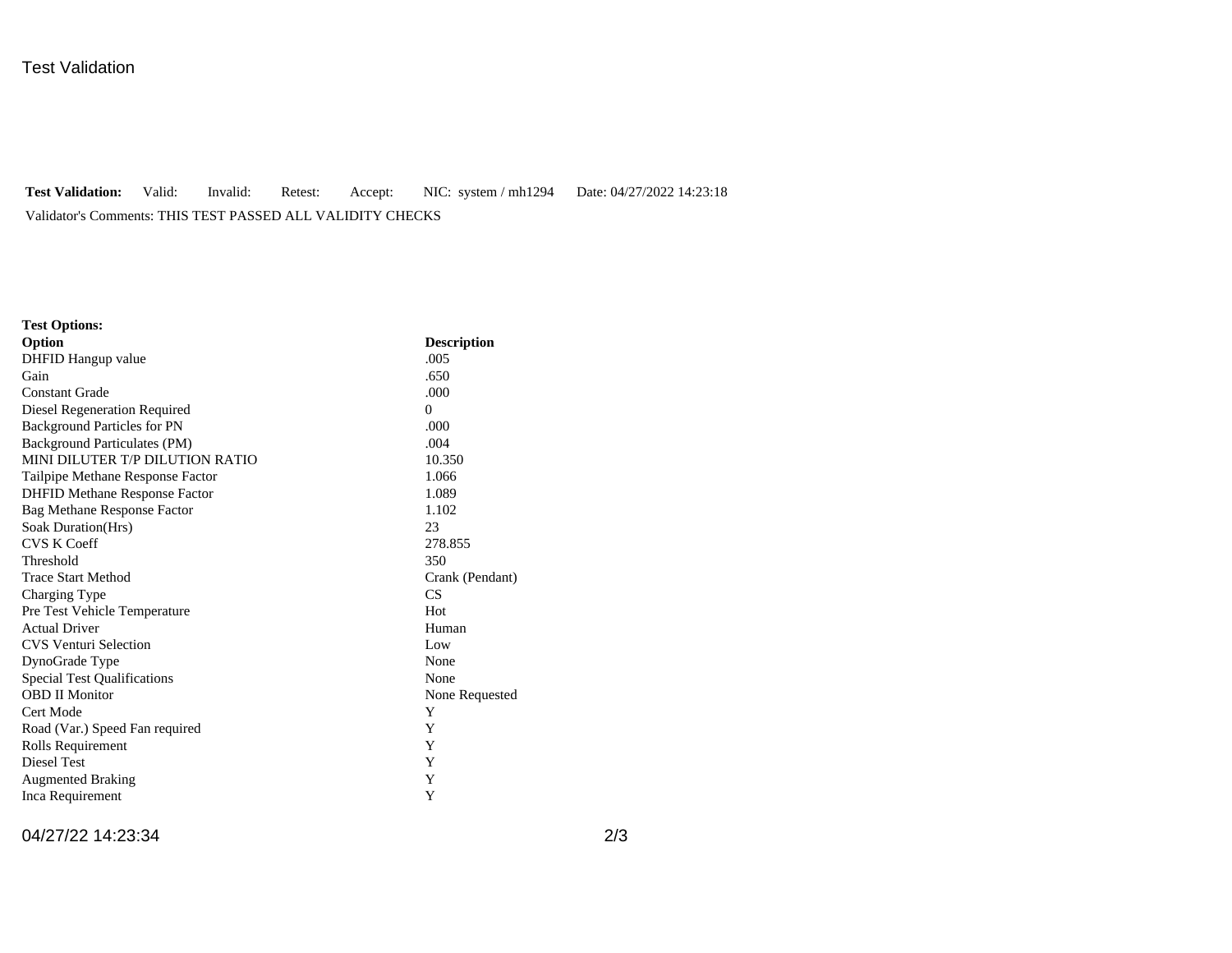# Test Validation

**Test Validation:** Valid: Invalid: Retest: Accept: NIC: system / mh1294 Date: 04/27/2022 14:23:18

Validator's Comments: THIS TEST PASSED ALL VALIDITY CHECKS

**Test Options:**

| **Option** | **Description** |
| --- | --- |
| DHFID Hangup value | .005 |
| Gain | .650 |
| Constant Grade | .000 |
| Diesel Regeneration Required | 0 |
| Background Particles for PN | .000 |
| Background Particulates (PM) | .004 |
| MINI DILUTER T/P DILUTION RATIO | 10.350 |
| Tailpipe Methane Response Factor | 1.066 |
| DHFID Methane Response Factor | 1.089 |
| Bag Methane Response Factor | 1.102 |
| Soak Duration(Hrs) | 23 |
| CVS K Coeff | 278.855 |
| Threshold | 350 |
| Trace Start Method | Crank (Pendant) |
| Charging Type | CS |
| Pre Test Vehicle Temperature | Hot |
| Actual Driver | Human |
| CVS Venturi Selection | Low |
| DynoGrade Type | None |
| Special Test Qualifications | None |
| OBD II Monitor | None Requested |
| Cert Mode | Y |
| Road (Var.) Speed Fan required | Y |
| Rolls Requirement | Y |
| Diesel Test | Y |
| Augmented Braking | Y |
| Inca Requirement | Y |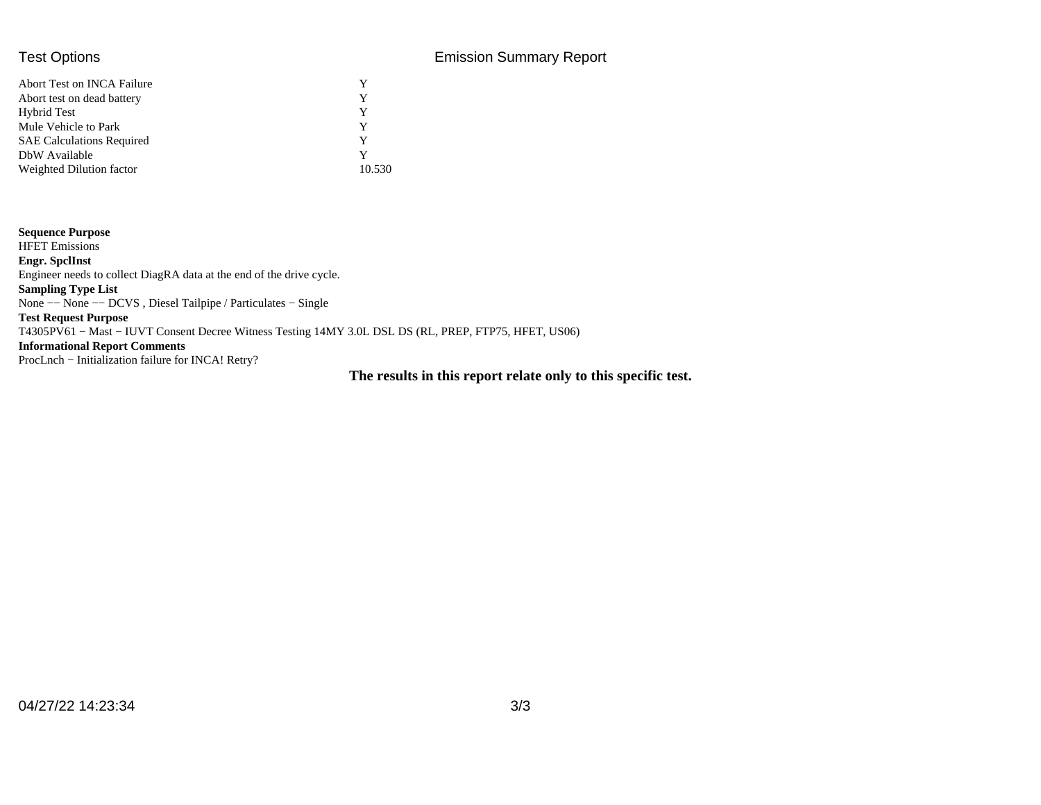## Test Options

## Emission Summary Report

| | |
|---|---|
| Abort Test on INCA Failure | Y |
| Abort test on dead battery | Y |
| Hybrid Test | Y |
| Mule Vehicle to Park | Y |
| SAE Calculations Required | Y |
| DbW Available | Y |
| Weighted Dilution factor | 10.530 |

**Sequence Purpose**
HFET Emissions
**Engr. SpclInst**
Engineer needs to collect DiagRA data at the end of the drive cycle.
**Sampling Type List**
None −− None −− DCVS , Diesel Tailpipe / Particulates − Single
**Test Request Purpose**
T4305PV61 − Mast − IUVT Consent Decree Witness Testing 14MY 3.0L DSL DS (RL, PREP, FTP75, HFET, US06)
**Informational Report Comments**
ProcLnch − Initialization failure for INCA! Retry?

**The results in this report relate only to this specific test.**

04/27/22 14:23:34